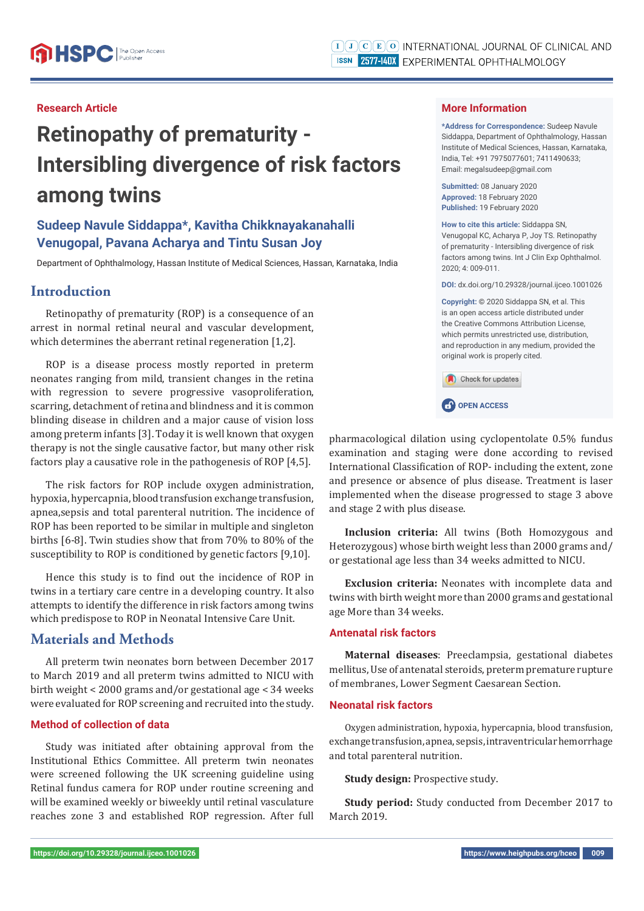Research Article

# Retinopathy of prematurity - Intersibling divergence of risk factors among twins

**Sudeep Navule Siddappa*, Kavitha Chikknayakanahalli Venugopal, Pavana Acharya and Tintu Susan Joy**

Department of Ophthalmology, Hassan Institute of Medical Sciences, Hassan, Karnataka, India

## More Information

***Address for Correspondence:** Sudeep Navule Siddappa, Department of Ophthalmology, Hassan Institute of Medical Sciences, Hassan, Karnataka, India, Tel: +91 7975077601; 7411490633; Email: megalsudeep@gmail.com

**Submitted:** 08 January 2020
**Approved:** 18 February 2020
**Published:** 19 February 2020

**How to cite this article:** Siddappa SN, Venugopal KC, Acharya P, Joy TS. Retinopathy of prematurity - Intersibling divergence of risk factors among twins. Int J Clin Exp Ophthalmol. 2020; 4: 009-011.

**DOI:** dx.doi.org/10.29328/journal.ijceo.1001026

**Copyright:** © 2020 Siddappa SN, et al. This is an open access article distributed under the Creative Commons Attribution License, which permits unrestricted use, distribution, and reproduction in any medium, provided the original work is properly cited.

OPEN ACCESS

## Introduction

Retinopathy of prematurity (ROP) is a consequence of an arrest in normal retinal neural and vascular development, which determines the aberrant retinal regeneration [1,2].

ROP is a disease process mostly reported in preterm neonates ranging from mild, transient changes in the retina with regression to severe progressive vasoproliferation, scarring, detachment of retina and blindness and it is common blinding disease in children and a major cause of vision loss among preterm infants [3]. Today it is well known that oxygen therapy is not the single causative factor, but many other risk factors play a causative role in the pathogenesis of ROP [4,5].

The risk factors for ROP include oxygen administration, hypoxia, hypercapnia, blood transfusion exchange transfusion, apnea,sepsis and total parenteral nutrition. The incidence of ROP has been reported to be similar in multiple and singleton births [6-8]. Twin studies show that from 70% to 80% of the susceptibility to ROP is conditioned by genetic factors [9,10].

Hence this study is to find out the incidence of ROP in twins in a tertiary care centre in a developing country. It also attempts to identify the difference in risk factors among twins which predispose to ROP in Neonatal Intensive Care Unit.

## Materials and Methods

All preterm twin neonates born between December 2017 to March 2019 and all preterm twins admitted to NICU with birth weight < 2000 grams and/or gestational age < 34 weeks were evaluated for ROP screening and recruited into the study.

### Method of collection of data

Study was initiated after obtaining approval from the Institutional Ethics Committee. All preterm twin neonates were screened following the UK screening guideline using Retinal fundus camera for ROP under routine screening and will be examined weekly or biweekly until retinal vasculature reaches zone 3 and established ROP regression. After full pharmacological dilation using cyclopentolate 0.5% fundus examination and staging were done according to revised International Classification of ROP- including the extent, zone and presence or absence of plus disease. Treatment is laser implemented when the disease progressed to stage 3 above and stage 2 with plus disease.

**Inclusion criteria:** All twins (Both Homozygous and Heterozygous) whose birth weight less than 2000 grams and/or gestational age less than 34 weeks admitted to NICU.

**Exclusion criteria:** Neonates with incomplete data and twins with birth weight more than 2000 grams and gestational age More than 34 weeks.

### Antenatal risk factors

**Maternal diseases**: Preeclampsia, gestational diabetes mellitus, Use of antenatal steroids, preterm premature rupture of membranes, Lower Segment Caesarean Section.

### Neonatal risk factors

Oxygen administration, hypoxia, hypercapnia, blood transfusion, exchange transfusion, apnea, sepsis, intraventricular hemorrhage and total parenteral nutrition.

**Study design:** Prospective study.

**Study period:** Study conducted from December 2017 to March 2019.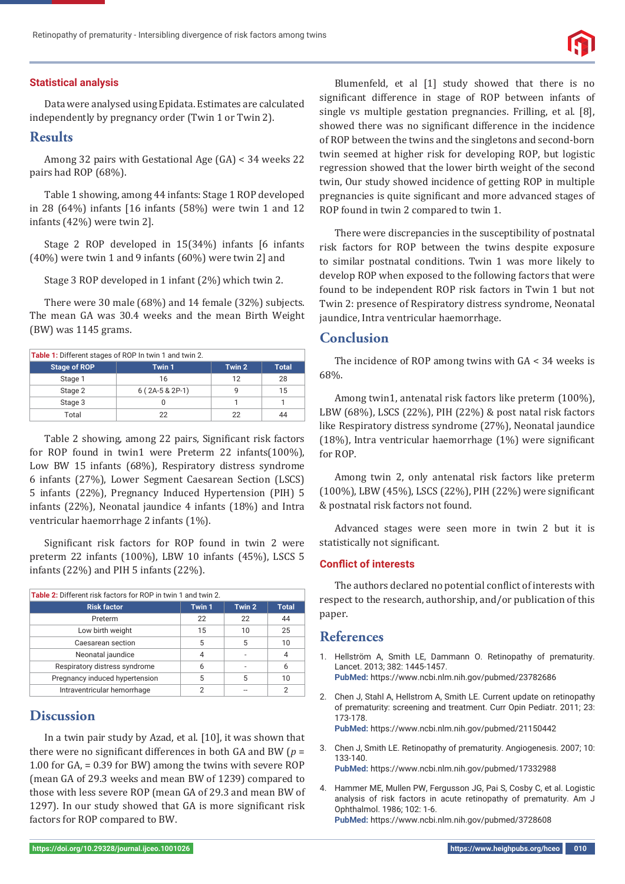### Statistical analysis

Data were analysed using Epidata. Estimates are calculated independently by pregnancy order (Twin 1 or Twin 2).

## Results

Among 32 pairs with Gestational Age (GA) < 34 weeks 22 pairs had ROP (68%).

Table 1 showing, among 44 infants: Stage 1 ROP developed in 28 (64%) infants [16 infants (58%) were twin 1 and 12 infants (42%) were twin 2].

Stage 2 ROP developed in 15(34%) infants [6 infants (40%) were twin 1 and 9 infants (60%) were twin 2] and

Stage 3 ROP developed in 1 infant (2%) which twin 2.

There were 30 male (68%) and 14 female (32%) subjects. The mean GA was 30.4 weeks and the mean Birth Weight (BW) was 1145 grams.

**Table 1:** Different stages of ROP In twin 1 and twin 2.

| Stage of ROP | Twin 1 | Twin 2 | Total |
|---|---|---|---|
| Stage 1 | 16 | 12 | 28 |
| Stage 2 | 6 ( 2A-5 & 2P-1) | 9 | 15 |
| Stage 3 | 0 | 1 | 1 |
| Total | 22 | 22 | 44 |

Table 2 showing, among 22 pairs, Significant risk factors for ROP found in twin1 were Preterm 22 infants(100%), Low BW 15 infants (68%), Respiratory distress syndrome 6 infants (27%), Lower Segment Caesarean Section (LSCS) 5 infants (22%), Pregnancy Induced Hypertension (PIH) 5 infants (22%), Neonatal jaundice 4 infants (18%) and Intra ventricular haemorrhage 2 infants (1%).

Significant risk factors for ROP found in twin 2 were preterm 22 infants (100%), LBW 10 infants (45%), LSCS 5 infants (22%) and PIH 5 infants (22%).

**Table 2:** Different risk factors for ROP in twin 1 and twin 2.

| Risk factor | Twin 1 | Twin 2 | Total |
|---|---|---|---|
| Preterm | 22 | 22 | 44 |
| Low birth weight | 15 | 10 | 25 |
| Caesarean section | 5 | 5 | 10 |
| Neonatal jaundice | 4 | - | 4 |
| Respiratory distress syndrome | 6 | - | 6 |
| Pregnancy induced hypertension | 5 | 5 | 10 |
| Intraventricular hemorrhage | 2 | -- | 2 |

## Discussion

In a twin pair study by Azad, et al. [10], it was shown that there were no significant differences in both GA and BW ($p$ = 1.00 for GA, = 0.39 for BW) among the twins with severe ROP (mean GA of 29.3 weeks and mean BW of 1239) compared to those with less severe ROP (mean GA of 29.3 and mean BW of 1297). In our study showed that GA is more significant risk factors for ROP compared to BW.

Blumenfeld, et al [1] study showed that there is no significant difference in stage of ROP between infants of single vs multiple gestation pregnancies. Frilling, et al. [8], showed there was no significant difference in the incidence of ROP between the twins and the singletons and second-born twin seemed at higher risk for developing ROP, but logistic regression showed that the lower birth weight of the second twin, Our study showed incidence of getting ROP in multiple pregnancies is quite significant and more advanced stages of ROP found in twin 2 compared to twin 1.

There were discrepancies in the susceptibility of postnatal risk factors for ROP between the twins despite exposure to similar postnatal conditions. Twin 1 was more likely to develop ROP when exposed to the following factors that were found to be independent ROP risk factors in Twin 1 but not Twin 2: presence of Respiratory distress syndrome, Neonatal jaundice, Intra ventricular haemorrhage.

## Conclusion

The incidence of ROP among twins with GA < 34 weeks is 68%.

Among twin1, antenatal risk factors like preterm (100%), LBW (68%), LSCS (22%), PIH (22%) & post natal risk factors like Respiratory distress syndrome (27%), Neonatal jaundice (18%), Intra ventricular haemorrhage (1%) were significant for ROP.

Among twin 2, only antenatal risk factors like preterm (100%), LBW (45%), LSCS (22%), PIH (22%) were significant & postnatal risk factors not found.

Advanced stages were seen more in twin 2 but it is statistically not significant.

### Conflict of interests

The authors declared no potential conflict of interests with respect to the research, authorship, and/or publication of this paper.

## References

1. Hellström A, Smith LE, Dammann O. Retinopathy of prematurity. Lancet. 2013; 382: 1445-1457. **PubMed:** https://www.ncbi.nlm.nih.gov/pubmed/23782686
2. Chen J, Stahl A, Hellstrom A, Smith LE. Current update on retinopathy of prematurity: screening and treatment. Curr Opin Pediatr. 2011; 23: 173-178. **PubMed:** https://www.ncbi.nlm.nih.gov/pubmed/21150442
3. Chen J, Smith LE. Retinopathy of prematurity. Angiogenesis. 2007; 10: 133-140. **PubMed:** https://www.ncbi.nlm.nih.gov/pubmed/17332988
4. Hammer ME, Mullen PW, Fergusson JG, Pai S, Cosby C, et al. Logistic analysis of risk factors in acute retinopathy of prematurity. Am J Ophthalmol. 1986; 102: 1-6. **PubMed:** https://www.ncbi.nlm.nih.gov/pubmed/3728608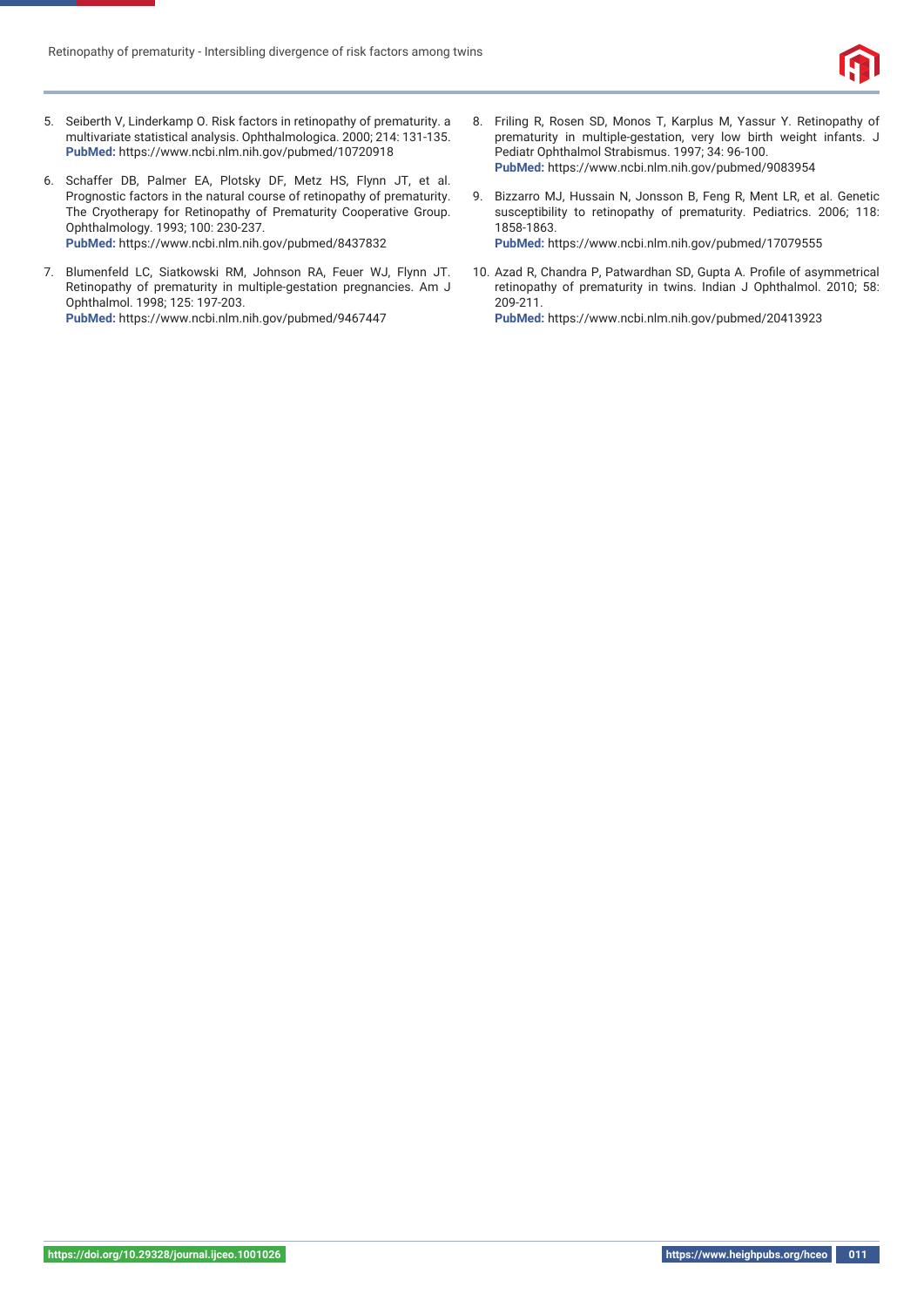5. Seiberth V, Linderkamp O. Risk factors in retinopathy of prematurity. a multivariate statistical analysis. Ophthalmologica. 2000; 214: 131-135. **PubMed:** https://www.ncbi.nlm.nih.gov/pubmed/10720918

6. Schaffer DB, Palmer EA, Plotsky DF, Metz HS, Flynn JT, et al. Prognostic factors in the natural course of retinopathy of prematurity. The Cryotherapy for Retinopathy of Prematurity Cooperative Group. Ophthalmology. 1993; 100: 230-237. **PubMed:** https://www.ncbi.nlm.nih.gov/pubmed/8437832

7. Blumenfeld LC, Siatkowski RM, Johnson RA, Feuer WJ, Flynn JT. Retinopathy of prematurity in multiple-gestation pregnancies. Am J Ophthalmol. 1998; 125: 197-203. **PubMed:** https://www.ncbi.nlm.nih.gov/pubmed/9467447

8. Friling R, Rosen SD, Monos T, Karplus M, Yassur Y. Retinopathy of prematurity in multiple-gestation, very low birth weight infants. J Pediatr Ophthalmol Strabismus. 1997; 34: 96-100. **PubMed:** https://www.ncbi.nlm.nih.gov/pubmed/9083954

9. Bizzarro MJ, Hussain N, Jonsson B, Feng R, Ment LR, et al. Genetic susceptibility to retinopathy of prematurity. Pediatrics. 2006; 118: 1858-1863. **PubMed:** https://www.ncbi.nlm.nih.gov/pubmed/17079555

10. Azad R, Chandra P, Patwardhan SD, Gupta A. Profile of asymmetrical retinopathy of prematurity in twins. Indian J Ophthalmol. 2010; 58: 209-211. **PubMed:** https://www.ncbi.nlm.nih.gov/pubmed/20413923